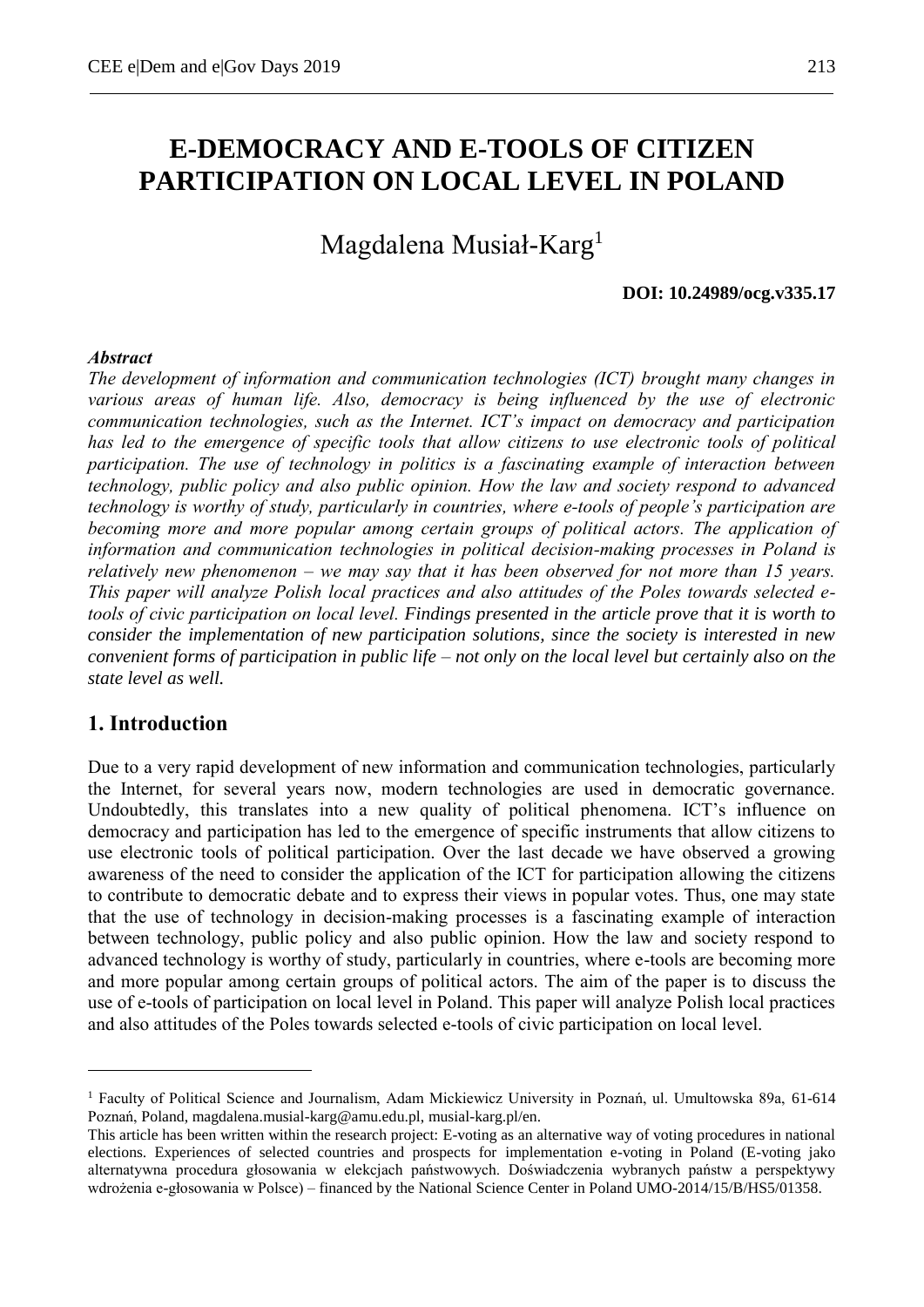# E-DEMOCRACY AND E-TOOLS OF CITIZEN PARTICIPATION ON LOCAL LEVEL IN POLAND

Magdalena Musiał-Karg[1]

**DOI: 10.24989/ocg.v335.17**

***Abstract***

*The development of information and communication technologies (ICT) brought many changes in various areas of human life. Also, democracy is being influenced by the use of electronic communication technologies, such as the Internet. ICT's impact on democracy and participation has led to the emergence of specific tools that allow citizens to use electronic tools of political participation. The use of technology in politics is a fascinating example of interaction between technology, public policy and also public opinion. How the law and society respond to advanced technology is worthy of study, particularly in countries, where e-tools of people's participation are becoming more and more popular among certain groups of political actors. The application of information and communication technologies in political decision-making processes in Poland is relatively new phenomenon – we may say that it has been observed for not more than 15 years. This paper will analyze Polish local practices and also attitudes of the Poles towards selected e-tools of civic participation on local level. Findings presented in the article prove that it is worth to consider the implementation of new participation solutions, since the society is interested in new convenient forms of participation in public life – not only on the local level but certainly also on the state level as well.*

## 1. Introduction

Due to a very rapid development of new information and communication technologies, particularly the Internet, for several years now, modern technologies are used in democratic governance. Undoubtedly, this translates into a new quality of political phenomena. ICT's influence on democracy and participation has led to the emergence of specific instruments that allow citizens to use electronic tools of political participation. Over the last decade we have observed a growing awareness of the need to consider the application of the ICT for participation allowing the citizens to contribute to democratic debate and to express their views in popular votes. Thus, one may state that the use of technology in decision-making processes is a fascinating example of interaction between technology, public policy and also public opinion. How the law and society respond to advanced technology is worthy of study, particularly in countries, where e-tools are becoming more and more popular among certain groups of political actors. The aim of the paper is to discuss the use of e-tools of participation on local level in Poland. This paper will analyze Polish local practices and also attitudes of the Poles towards selected e-tools of civic participation on local level.

---

[1] Faculty of Political Science and Journalism, Adam Mickiewicz University in Poznań, ul. Umultowska 89a, 61-614 Poznań, Poland, magdalena.musial-karg@amu.edu.pl, musial-karg.pl/en.

This article has been written within the research project: E-voting as an alternative way of voting procedures in national elections. Experiences of selected countries and prospects for implementation e-voting in Poland (E-voting jako alternatywna procedura głosowania w elekcjach państwowych. Doświadczenia wybranych państw a perspektywy wdrożenia e-głosowania w Polsce) – financed by the National Science Center in Poland UMO-2014/15/B/HS5/01358.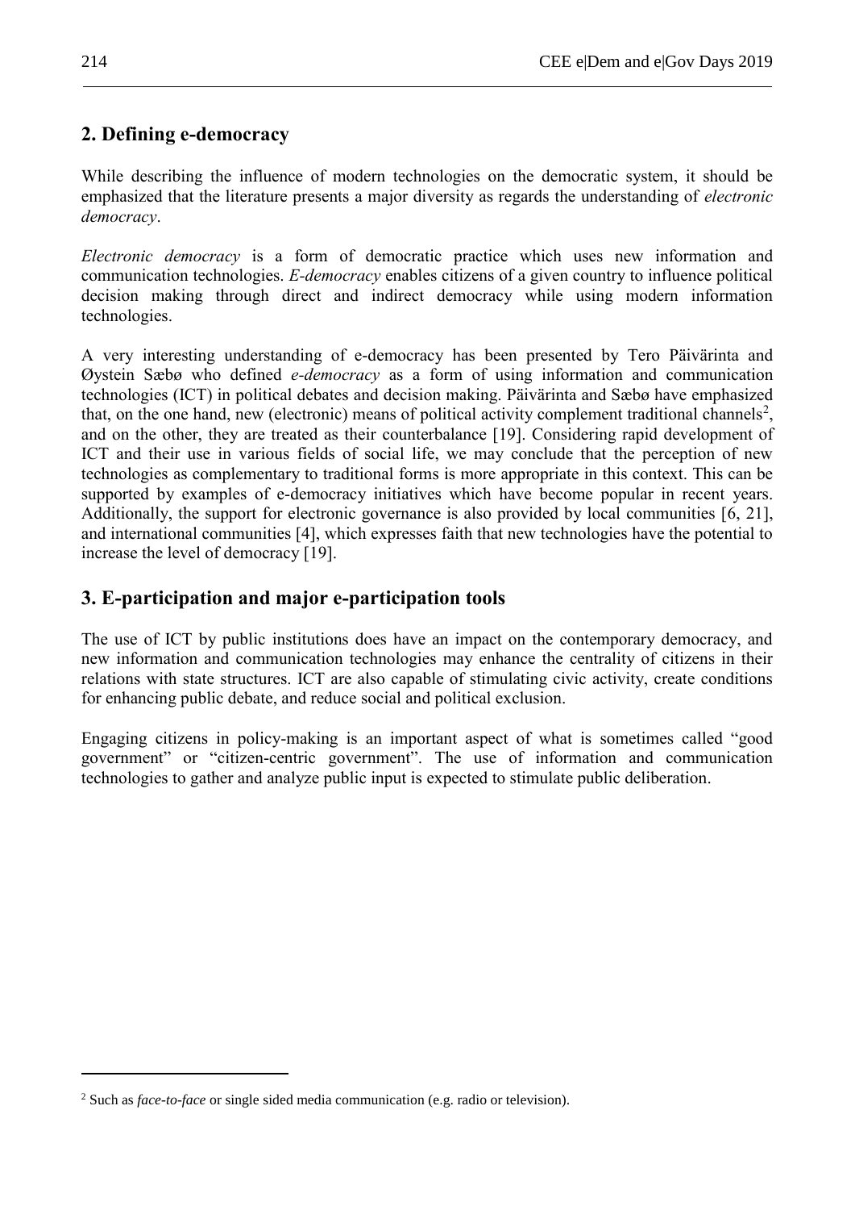## 2. Defining e-democracy

While describing the influence of modern technologies on the democratic system, it should be emphasized that the literature presents a major diversity as regards the understanding of *electronic democracy*.

*Electronic democracy* is a form of democratic practice which uses new information and communication technologies. *E-democracy* enables citizens of a given country to influence political decision making through direct and indirect democracy while using modern information technologies.

A very interesting understanding of e-democracy has been presented by Tero Päivärinta and Øystein Sæbø who defined *e-democracy* as a form of using information and communication technologies (ICT) in political debates and decision making. Päivärinta and Sæbø have emphasized that, on the one hand, new (electronic) means of political activity complement traditional channels[2], and on the other, they are treated as their counterbalance [19]. Considering rapid development of ICT and their use in various fields of social life, we may conclude that the perception of new technologies as complementary to traditional forms is more appropriate in this context. This can be supported by examples of e-democracy initiatives which have become popular in recent years. Additionally, the support for electronic governance is also provided by local communities [6, 21], and international communities [4], which expresses faith that new technologies have the potential to increase the level of democracy [19].

## 3. E-participation and major e-participation tools

The use of ICT by public institutions does have an impact on the contemporary democracy, and new information and communication technologies may enhance the centrality of citizens in their relations with state structures. ICT are also capable of stimulating civic activity, create conditions for enhancing public debate, and reduce social and political exclusion.

Engaging citizens in policy-making is an important aspect of what is sometimes called "good government" or "citizen-centric government". The use of information and communication technologies to gather and analyze public input is expected to stimulate public deliberation.

[2] Such as *face-to-face* or single sided media communication (e.g. radio or television).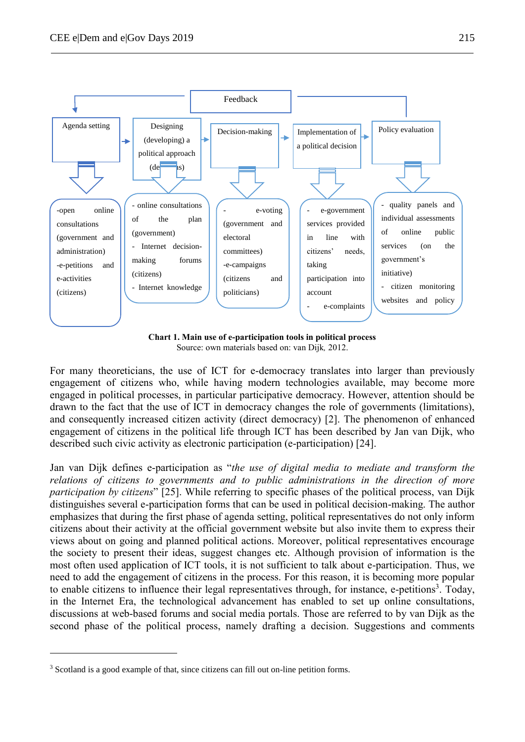Feedback

| Agenda setting | Designing (developing) a political approach (decisions) | Decision-making | Implementation of a political decision | Policy evaluation |
|---|---|---|---|---|
| -open online consultations (government and administration)<br>-e-petitions and e-activities (citizens) | - online consultations of the plan (government)<br>- Internet decision-making forums (citizens)<br>- Internet knowledge | - e-voting (government and electoral committees)<br>-e-campaigns (citizens and politicians) | - e-government services provided in line with citizens' needs, taking participation into account<br>- e-complaints | - quality panels and individual assessments of online public services (on the government's initiative)<br>- citizen monitoring websites and policy |

**Chart 1. Main use of e-participation tools in political process**
Source: own materials based on: van Dijk, 2012.

For many theoreticians, the use of ICT for e-democracy translates into larger than previously engagement of citizens who, while having modern technologies available, may become more engaged in political processes, in particular participative democracy. However, attention should be drawn to the fact that the use of ICT in democracy changes the role of governments (limitations), and consequently increased citizen activity (direct democracy) [2]. The phenomenon of enhanced engagement of citizens in the political life through ICT has been described by Jan van Dijk, who described such civic activity as electronic participation (e-participation) [24].

Jan van Dijk defines e-participation as "*the use of digital media to mediate and transform the relations of citizens to governments and to public administrations in the direction of more participation by citizens*" [25]. While referring to specific phases of the political process, van Dijk distinguishes several e-participation forms that can be used in political decision-making. The author emphasizes that during the first phase of agenda setting, political representatives do not only inform citizens about their activity at the official government website but also invite them to express their views about on going and planned political actions. Moreover, political representatives encourage the society to present their ideas, suggest changes etc. Although provision of information is the most often used application of ICT tools, it is not sufficient to talk about e-participation. Thus, we need to add the engagement of citizens in the process. For this reason, it is becoming more popular to enable citizens to influence their legal representatives through, for instance, e-petitions[3]. Today, in the Internet Era, the technological advancement has enabled to set up online consultations, discussions at web-based forums and social media portals. Those are referred to by van Dijk as the second phase of the political process, namely drafting a decision. Suggestions and comments

[3] Scotland is a good example of that, since citizens can fill out on-line petition forms.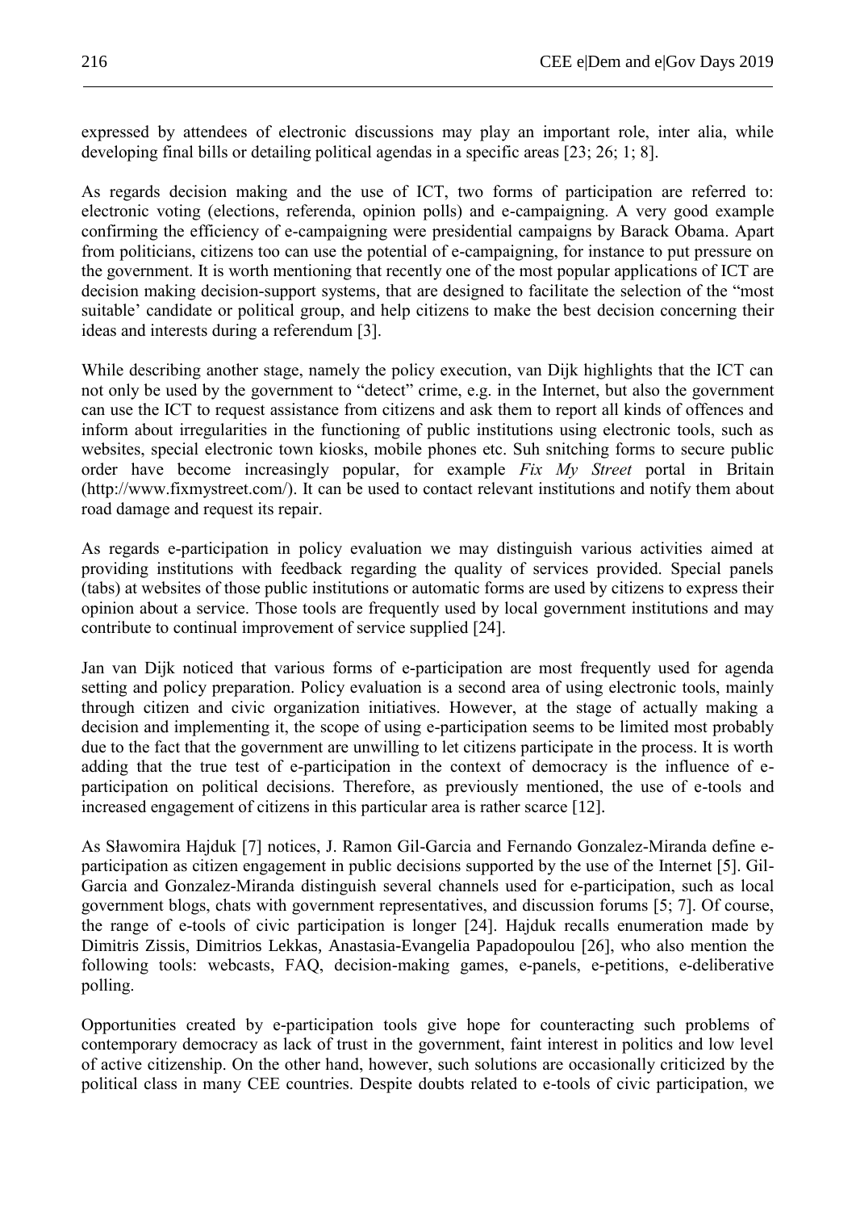expressed by attendees of electronic discussions may play an important role, inter alia, while developing final bills or detailing political agendas in a specific areas [23; 26; 1; 8].

As regards decision making and the use of ICT, two forms of participation are referred to: electronic voting (elections, referenda, opinion polls) and e-campaigning. A very good example confirming the efficiency of e-campaigning were presidential campaigns by Barack Obama. Apart from politicians, citizens too can use the potential of e-campaigning, for instance to put pressure on the government. It is worth mentioning that recently one of the most popular applications of ICT are decision making decision-support systems, that are designed to facilitate the selection of the "most suitable' candidate or political group, and help citizens to make the best decision concerning their ideas and interests during a referendum [3].

While describing another stage, namely the policy execution, van Dijk highlights that the ICT can not only be used by the government to "detect" crime, e.g. in the Internet, but also the government can use the ICT to request assistance from citizens and ask them to report all kinds of offences and inform about irregularities in the functioning of public institutions using electronic tools, such as websites, special electronic town kiosks, mobile phones etc. Suh snitching forms to secure public order have become increasingly popular, for example *Fix My Street* portal in Britain (http://www.fixmystreet.com/). It can be used to contact relevant institutions and notify them about road damage and request its repair.

As regards e-participation in policy evaluation we may distinguish various activities aimed at providing institutions with feedback regarding the quality of services provided. Special panels (tabs) at websites of those public institutions or automatic forms are used by citizens to express their opinion about a service. Those tools are frequently used by local government institutions and may contribute to continual improvement of service supplied [24].

Jan van Dijk noticed that various forms of e-participation are most frequently used for agenda setting and policy preparation. Policy evaluation is a second area of using electronic tools, mainly through citizen and civic organization initiatives. However, at the stage of actually making a decision and implementing it, the scope of using e-participation seems to be limited most probably due to the fact that the government are unwilling to let citizens participate in the process. It is worth adding that the true test of e-participation in the context of democracy is the influence of e-participation on political decisions. Therefore, as previously mentioned, the use of e-tools and increased engagement of citizens in this particular area is rather scarce [12].

As Sławomira Hajduk [7] notices, J. Ramon Gil-Garcia and Fernando Gonzalez-Miranda define e-participation as citizen engagement in public decisions supported by the use of the Internet [5]. Gil-Garcia and Gonzalez-Miranda distinguish several channels used for e-participation, such as local government blogs, chats with government representatives, and discussion forums [5; 7]. Of course, the range of e-tools of civic participation is longer [24]. Hajduk recalls enumeration made by Dimitris Zissis, Dimitrios Lekkas, Anastasia-Evangelia Papadopoulou [26], who also mention the following tools: webcasts, FAQ, decision-making games, e-panels, e-petitions, e-deliberative polling.

Opportunities created by e-participation tools give hope for counteracting such problems of contemporary democracy as lack of trust in the government, faint interest in politics and low level of active citizenship. On the other hand, however, such solutions are occasionally criticized by the political class in many CEE countries. Despite doubts related to e-tools of civic participation, we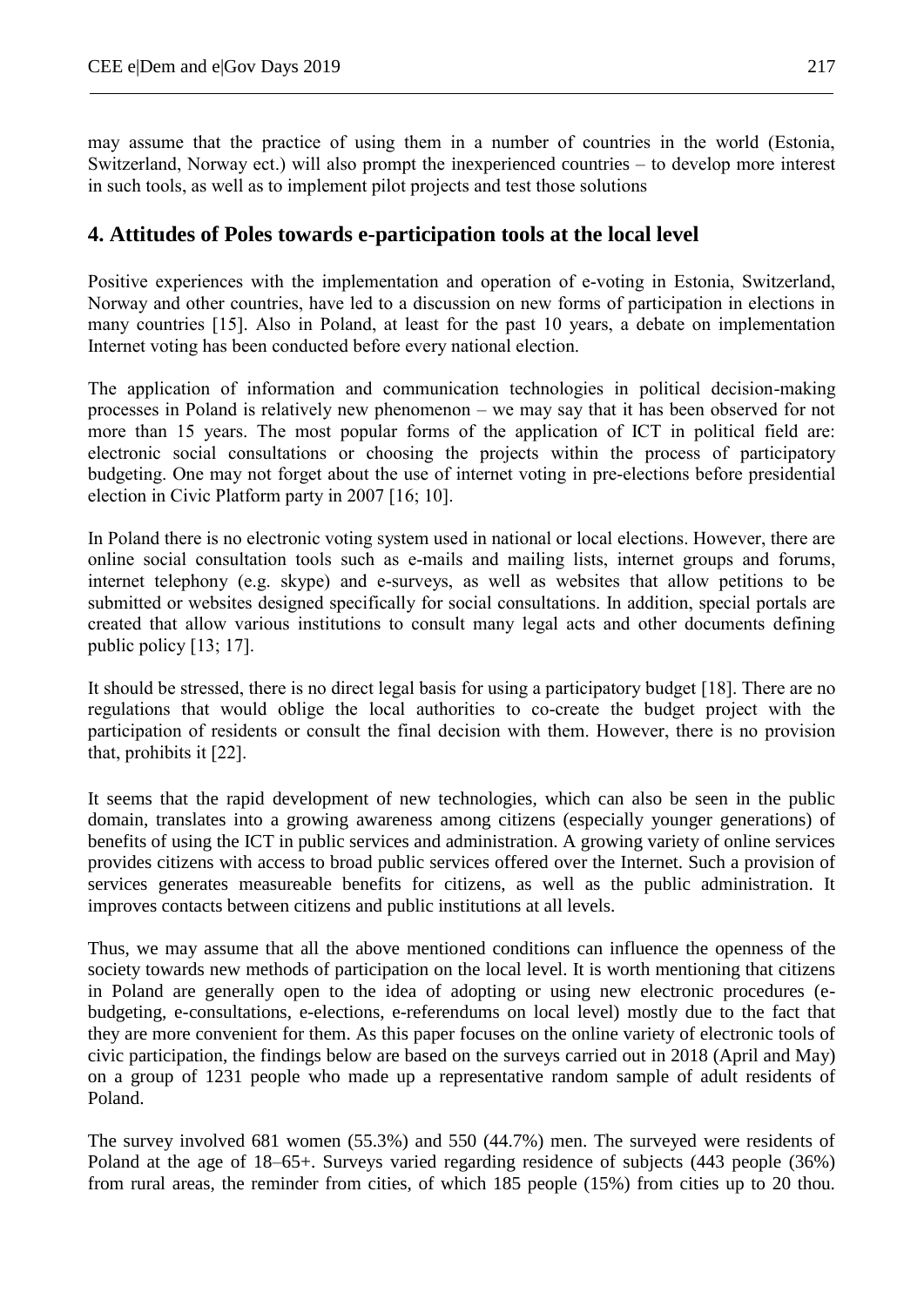may assume that the practice of using them in a number of countries in the world (Estonia, Switzerland, Norway ect.) will also prompt the inexperienced countries – to develop more interest in such tools, as well as to implement pilot projects and test those solutions

## 4. Attitudes of Poles towards e-participation tools at the local level

Positive experiences with the implementation and operation of e-voting in Estonia, Switzerland, Norway and other countries, have led to a discussion on new forms of participation in elections in many countries [15]. Also in Poland, at least for the past 10 years, a debate on implementation Internet voting has been conducted before every national election.

The application of information and communication technologies in political decision-making processes in Poland is relatively new phenomenon – we may say that it has been observed for not more than 15 years. The most popular forms of the application of ICT in political field are: electronic social consultations or choosing the projects within the process of participatory budgeting. One may not forget about the use of internet voting in pre-elections before presidential election in Civic Platform party in 2007 [16; 10].

In Poland there is no electronic voting system used in national or local elections. However, there are online social consultation tools such as e-mails and mailing lists, internet groups and forums, internet telephony (e.g. skype) and e-surveys, as well as websites that allow petitions to be submitted or websites designed specifically for social consultations. In addition, special portals are created that allow various institutions to consult many legal acts and other documents defining public policy [13; 17].

It should be stressed, there is no direct legal basis for using a participatory budget [18]. There are no regulations that would oblige the local authorities to co-create the budget project with the participation of residents or consult the final decision with them. However, there is no provision that, prohibits it [22].

It seems that the rapid development of new technologies, which can also be seen in the public domain, translates into a growing awareness among citizens (especially younger generations) of benefits of using the ICT in public services and administration. A growing variety of online services provides citizens with access to broad public services offered over the Internet. Such a provision of services generates measureable benefits for citizens, as well as the public administration. It improves contacts between citizens and public institutions at all levels.

Thus, we may assume that all the above mentioned conditions can influence the openness of the society towards new methods of participation on the local level. It is worth mentioning that citizens in Poland are generally open to the idea of adopting or using new electronic procedures (e-budgeting, e-consultations, e-elections, e-referendums on local level) mostly due to the fact that they are more convenient for them. As this paper focuses on the online variety of electronic tools of civic participation, the findings below are based on the surveys carried out in 2018 (April and May) on a group of 1231 people who made up a representative random sample of adult residents of Poland.

The survey involved 681 women (55.3%) and 550 (44.7%) men. The surveyed were residents of Poland at the age of 18–65+. Surveys varied regarding residence of subjects (443 people (36%) from rural areas, the reminder from cities, of which 185 people (15%) from cities up to 20 thou.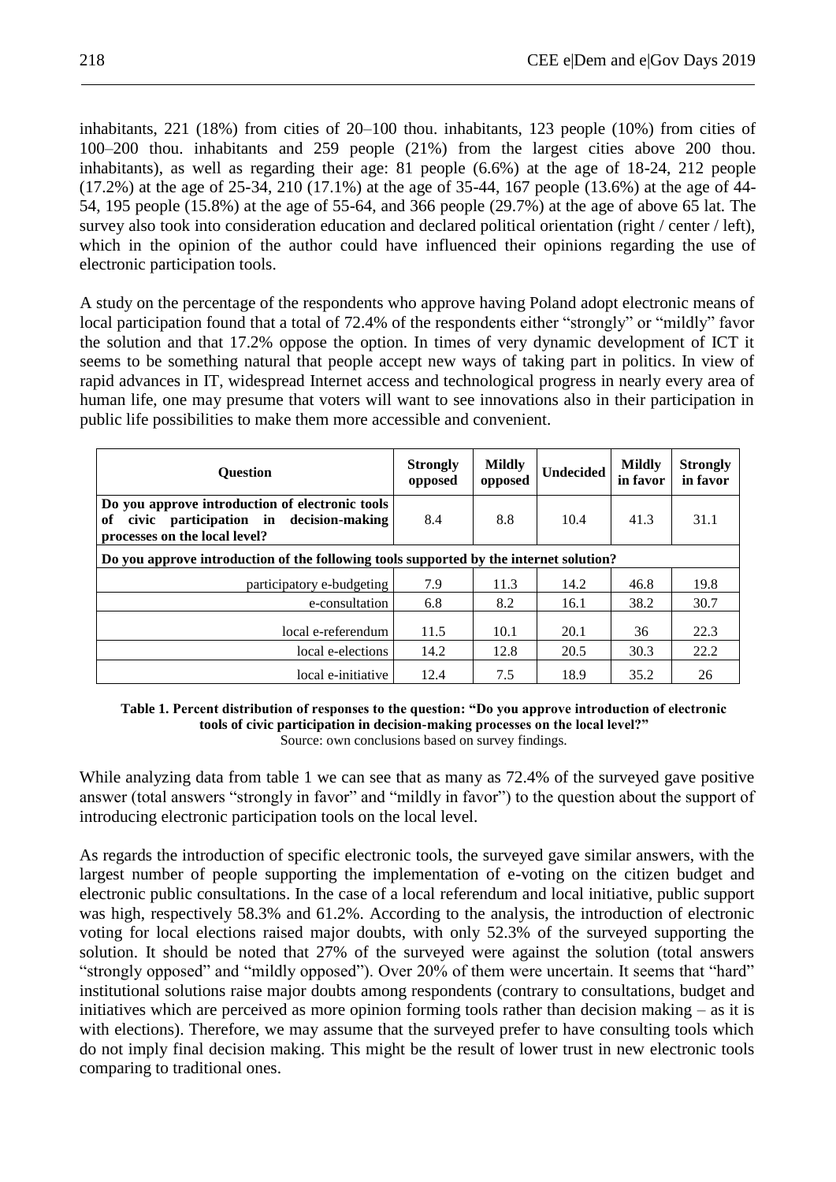inhabitants, 221 (18%) from cities of 20–100 thou. inhabitants, 123 people (10%) from cities of 100–200 thou. inhabitants and 259 people (21%) from the largest cities above 200 thou. inhabitants), as well as regarding their age: 81 people (6.6%) at the age of 18-24, 212 people (17.2%) at the age of 25-34, 210 (17.1%) at the age of 35-44, 167 people (13.6%) at the age of 44-54, 195 people (15.8%) at the age of 55-64, and 366 people (29.7%) at the age of above 65 lat. The survey also took into consideration education and declared political orientation (right / center / left), which in the opinion of the author could have influenced their opinions regarding the use of electronic participation tools.

A study on the percentage of the respondents who approve having Poland adopt electronic means of local participation found that a total of 72.4% of the respondents either "strongly" or "mildly" favor the solution and that 17.2% oppose the option. In times of very dynamic development of ICT it seems to be something natural that people accept new ways of taking part in politics. In view of rapid advances in IT, widespread Internet access and technological progress in nearly every area of human life, one may presume that voters will want to see innovations also in their participation in public life possibilities to make them more accessible and convenient.

| Question | Strongly opposed | Mildly opposed | Undecided | Mildly in favor | Strongly in favor |
|---|---|---|---|---|---|
| **Do you approve introduction of electronic tools of civic participation in decision-making processes on the local level?** | 8.4 | 8.8 | 10.4 | 41.3 | 31.1 |
| **Do you approve introduction of the following tools supported by the internet solution?** | | | | | |
| participatory e-budgeting | 7.9 | 11.3 | 14.2 | 46.8 | 19.8 |
| e-consultation | 6.8 | 8.2 | 16.1 | 38.2 | 30.7 |
| local e-referendum | 11.5 | 10.1 | 20.1 | 36 | 22.3 |
| local e-elections | 14.2 | 12.8 | 20.5 | 30.3 | 22.2 |
| local e-initiative | 12.4 | 7.5 | 18.9 | 35.2 | 26 |

**Table 1. Percent distribution of responses to the question: "Do you approve introduction of electronic tools of civic participation in decision-making processes on the local level?"**
Source: own conclusions based on survey findings.

While analyzing data from table 1 we can see that as many as 72.4% of the surveyed gave positive answer (total answers "strongly in favor" and "mildly in favor") to the question about the support of introducing electronic participation tools on the local level.

As regards the introduction of specific electronic tools, the surveyed gave similar answers, with the largest number of people supporting the implementation of e-voting on the citizen budget and electronic public consultations. In the case of a local referendum and local initiative, public support was high, respectively 58.3% and 61.2%. According to the analysis, the introduction of electronic voting for local elections raised major doubts, with only 52.3% of the surveyed supporting the solution. It should be noted that 27% of the surveyed were against the solution (total answers "strongly opposed" and "mildly opposed"). Over 20% of them were uncertain. It seems that "hard" institutional solutions raise major doubts among respondents (contrary to consultations, budget and initiatives which are perceived as more opinion forming tools rather than decision making – as it is with elections). Therefore, we may assume that the surveyed prefer to have consulting tools which do not imply final decision making. This might be the result of lower trust in new electronic tools comparing to traditional ones.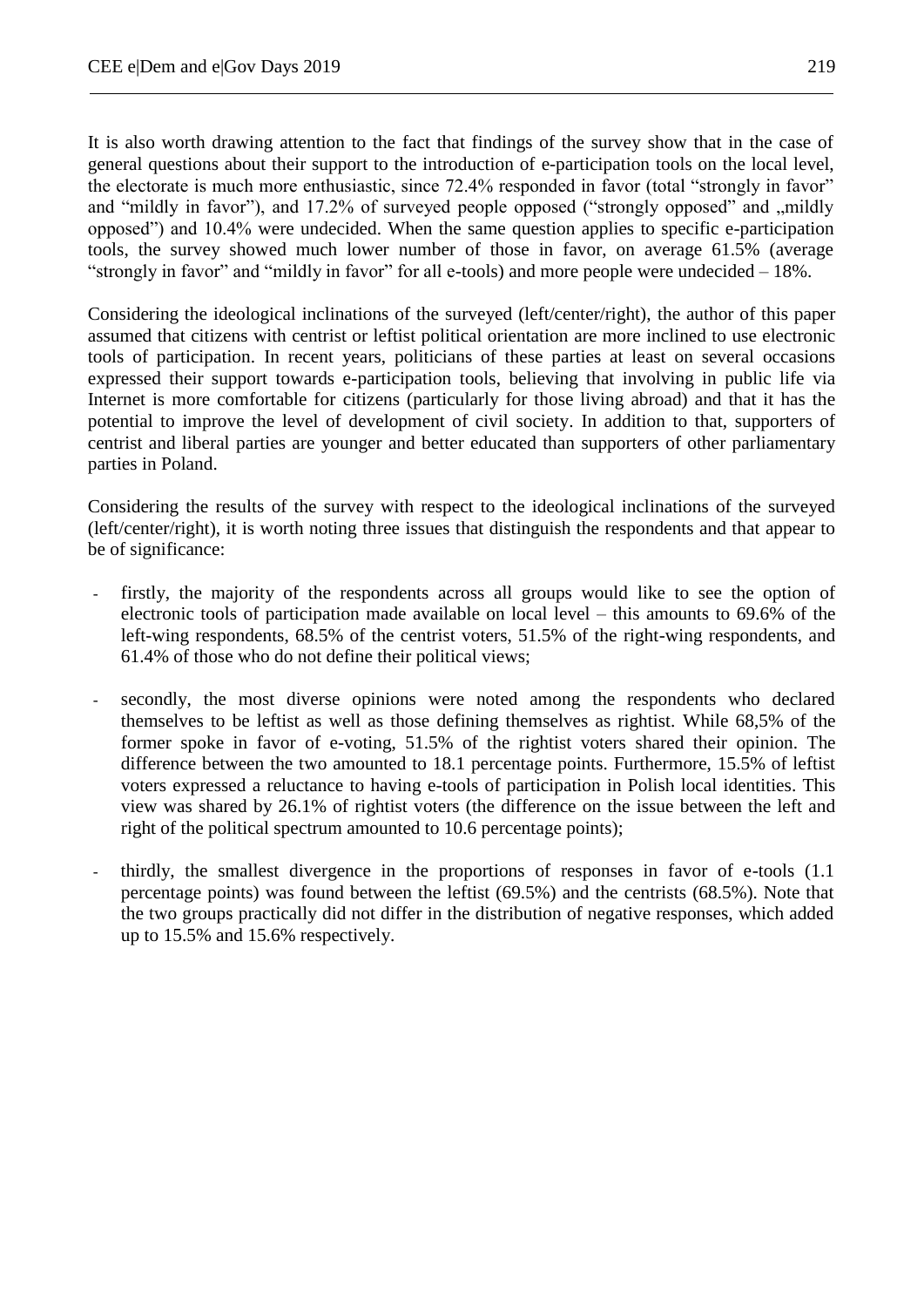It is also worth drawing attention to the fact that findings of the survey show that in the case of general questions about their support to the introduction of e-participation tools on the local level, the electorate is much more enthusiastic, since 72.4% responded in favor (total "strongly in favor" and "mildly in favor"), and 17.2% of surveyed people opposed ("strongly opposed" and „mildly opposed") and 10.4% were undecided. When the same question applies to specific e-participation tools, the survey showed much lower number of those in favor, on average 61.5% (average "strongly in favor" and "mildly in favor" for all e-tools) and more people were undecided – 18%.

Considering the ideological inclinations of the surveyed (left/center/right), the author of this paper assumed that citizens with centrist or leftist political orientation are more inclined to use electronic tools of participation. In recent years, politicians of these parties at least on several occasions expressed their support towards e-participation tools, believing that involving in public life via Internet is more comfortable for citizens (particularly for those living abroad) and that it has the potential to improve the level of development of civil society. In addition to that, supporters of centrist and liberal parties are younger and better educated than supporters of other parliamentary parties in Poland.

Considering the results of the survey with respect to the ideological inclinations of the surveyed (left/center/right), it is worth noting three issues that distinguish the respondents and that appear to be of significance:

- firstly, the majority of the respondents across all groups would like to see the option of electronic tools of participation made available on local level – this amounts to 69.6% of the left-wing respondents, 68.5% of the centrist voters, 51.5% of the right-wing respondents, and 61.4% of those who do not define their political views;
- secondly, the most diverse opinions were noted among the respondents who declared themselves to be leftist as well as those defining themselves as rightist. While 68,5% of the former spoke in favor of e-voting, 51.5% of the rightist voters shared their opinion. The difference between the two amounted to 18.1 percentage points. Furthermore, 15.5% of leftist voters expressed a reluctance to having e-tools of participation in Polish local identities. This view was shared by 26.1% of rightist voters (the difference on the issue between the left and right of the political spectrum amounted to 10.6 percentage points);
- thirdly, the smallest divergence in the proportions of responses in favor of e-tools (1.1 percentage points) was found between the leftist (69.5%) and the centrists (68.5%). Note that the two groups practically did not differ in the distribution of negative responses, which added up to 15.5% and 15.6% respectively.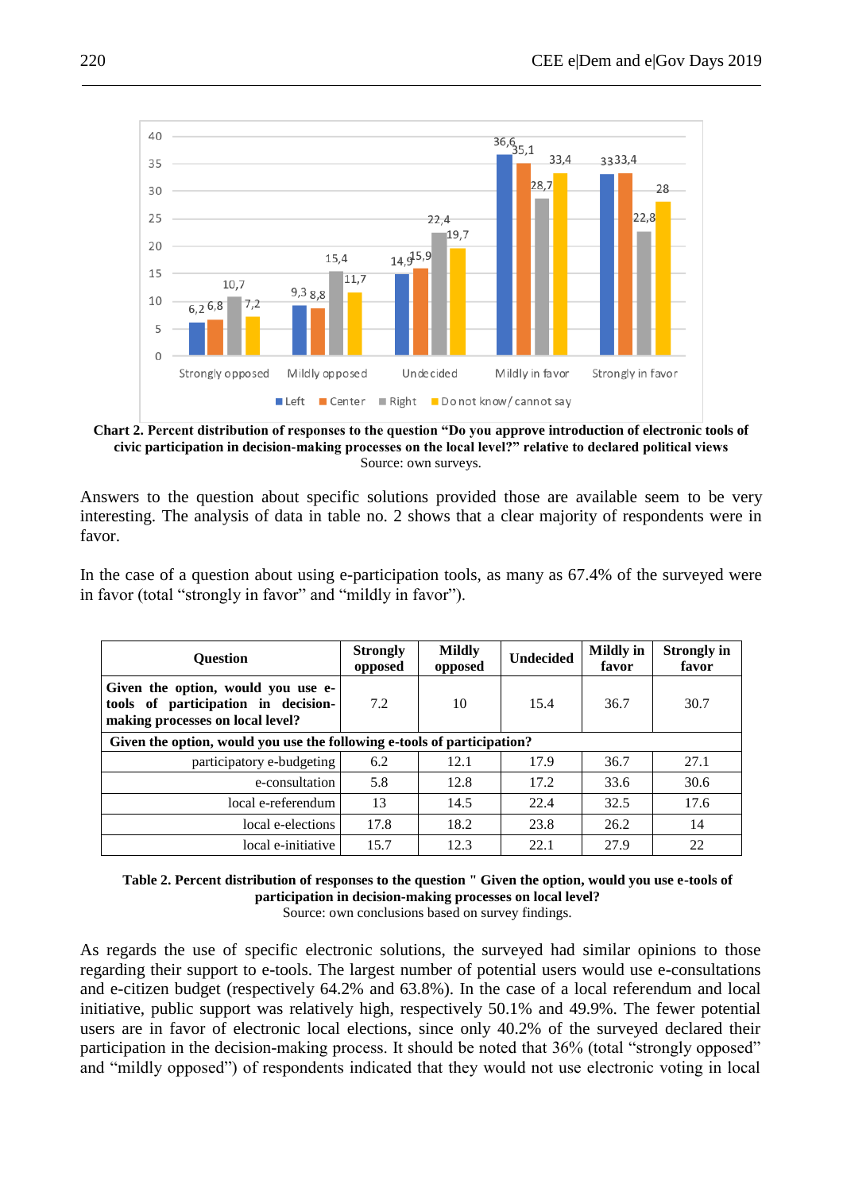**Chart 2. Percent distribution of responses to the question "Do you approve introduction of electronic tools of civic participation in decision-making processes on the local level?" relative to declared political views**
Source: own surveys.

Answers to the question about specific solutions provided those are available seem to be very interesting. The analysis of data in table no. 2 shows that a clear majority of respondents were in favor.

In the case of a question about using e-participation tools, as many as 67.4% of the surveyed were in favor (total "strongly in favor" and "mildly in favor").

| Question | Strongly opposed | Mildly opposed | Undecided | Mildly in favor | Strongly in favor |
|---|---|---|---|---|---|
| **Given the option, would you use e-tools of participation in decision-making processes on local level?** | 7.2 | 10 | 15.4 | 36.7 | 30.7 |
| **Given the option, would you use the following e-tools of participation?** | | | | | |
| participatory e-budgeting | 6.2 | 12.1 | 17.9 | 36.7 | 27.1 |
| e-consultation | 5.8 | 12.8 | 17.2 | 33.6 | 30.6 |
| local e-referendum | 13 | 14.5 | 22.4 | 32.5 | 17.6 |
| local e-elections | 17.8 | 18.2 | 23.8 | 26.2 | 14 |
| local e-initiative | 15.7 | 12.3 | 22.1 | 27.9 | 22 |

**Table 2. Percent distribution of responses to the question " Given the option, would you use e-tools of participation in decision-making processes on local level?**
Source: own conclusions based on survey findings.

As regards the use of specific electronic solutions, the surveyed had similar opinions to those regarding their support to e-tools. The largest number of potential users would use e-consultations and e-citizen budget (respectively 64.2% and 63.8%). In the case of a local referendum and local initiative, public support was relatively high, respectively 50.1% and 49.9%. The fewer potential users are in favor of electronic local elections, since only 40.2% of the surveyed declared their participation in the decision-making process. It should be noted that 36% (total "strongly opposed" and "mildly opposed") of respondents indicated that they would not use electronic voting in local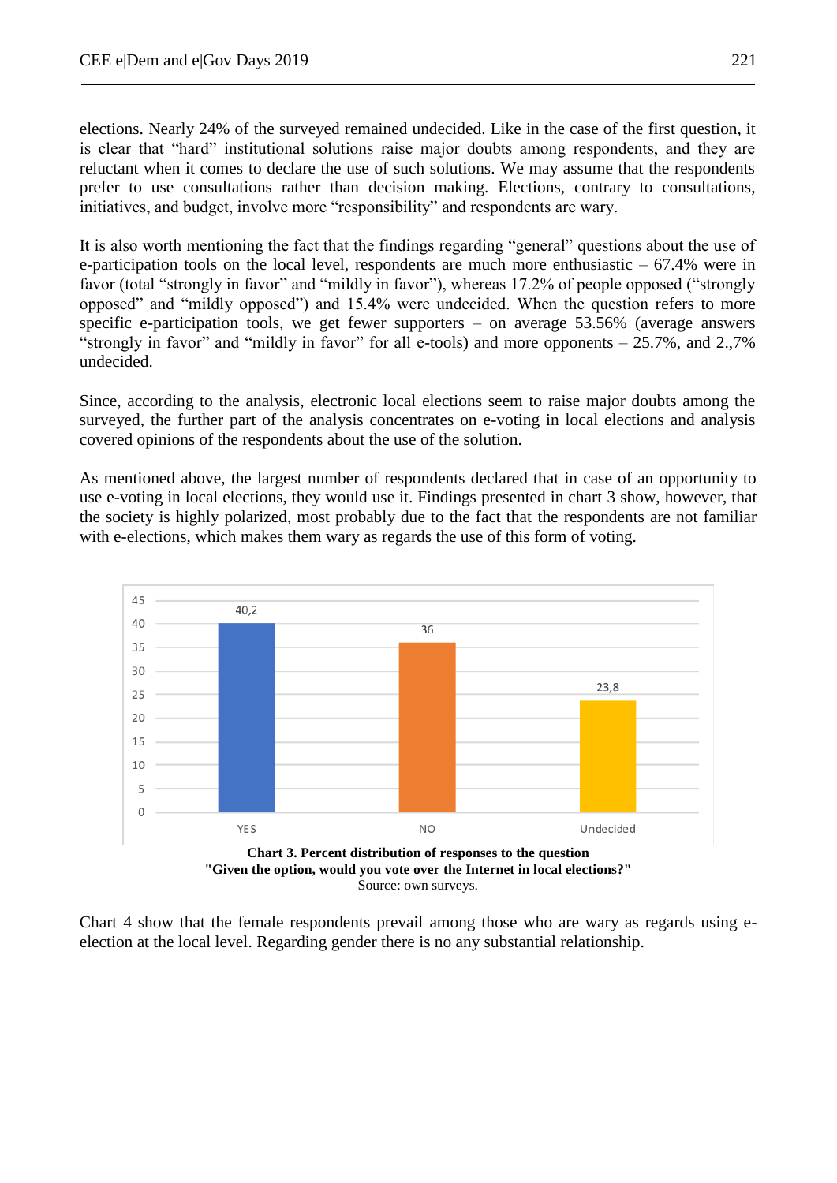elections. Nearly 24% of the surveyed remained undecided. Like in the case of the first question, it is clear that "hard" institutional solutions raise major doubts among respondents, and they are reluctant when it comes to declare the use of such solutions. We may assume that the respondents prefer to use consultations rather than decision making. Elections, contrary to consultations, initiatives, and budget, involve more "responsibility" and respondents are wary.

It is also worth mentioning the fact that the findings regarding "general" questions about the use of e-participation tools on the local level, respondents are much more enthusiastic – 67.4% were in favor (total "strongly in favor" and "mildly in favor"), whereas 17.2% of people opposed ("strongly opposed" and "mildly opposed") and 15.4% were undecided. When the question refers to more specific e-participation tools, we get fewer supporters – on average 53.56% (average answers "strongly in favor" and "mildly in favor" for all e-tools) and more opponents – 25.7%, and 2.,7% undecided.

Since, according to the analysis, electronic local elections seem to raise major doubts among the surveyed, the further part of the analysis concentrates on e-voting in local elections and analysis covered opinions of the respondents about the use of the solution.

As mentioned above, the largest number of respondents declared that in case of an opportunity to use e-voting in local elections, they would use it. Findings presented in chart 3 show, however, that the society is highly polarized, most probably due to the fact that the respondents are not familiar with e-elections, which makes them wary as regards the use of this form of voting.

| Response | Percent |
|---|---|
| YES | 40,2 |
| NO | 36 |
| Undecided | 23,8 |

**Chart 3. Percent distribution of responses to the question "Given the option, would you vote over the Internet in local elections?"**
Source: own surveys.

Chart 4 show that the female respondents prevail among those who are wary as regards using e-election at the local level. Regarding gender there is no any substantial relationship.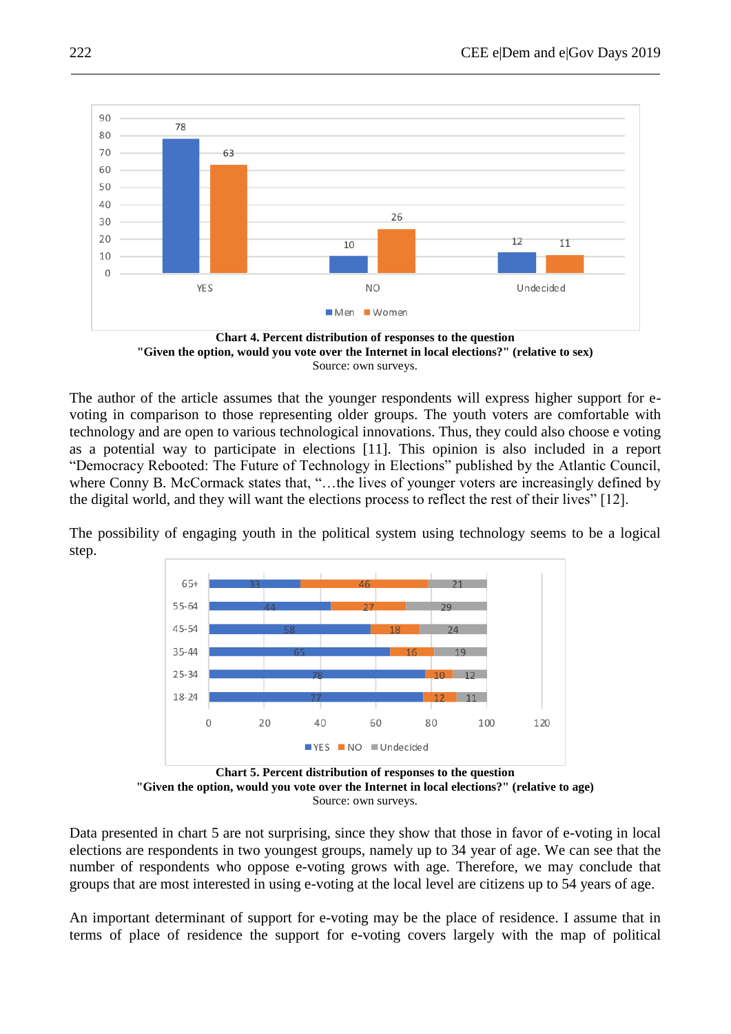**Chart 4. Percent distribution of responses to the question "Given the option, would you vote over the Internet in local elections?" (relative to sex)**
Source: own surveys.

The author of the article assumes that the younger respondents will express higher support for e-voting in comparison to those representing older groups. The youth voters are comfortable with technology and are open to various technological innovations. Thus, they could also choose e voting as a potential way to participate in elections [11]. This opinion is also included in a report "Democracy Rebooted: The Future of Technology in Elections" published by the Atlantic Council, where Conny B. McCormack states that, "…the lives of younger voters are increasingly defined by the digital world, and they will want the elections process to reflect the rest of their lives" [12].

The possibility of engaging youth in the political system using technology seems to be a logical step.

**Chart 5. Percent distribution of responses to the question "Given the option, would you vote over the Internet in local elections?" (relative to age)**
Source: own surveys.

Data presented in chart 5 are not surprising, since they show that those in favor of e-voting in local elections are respondents in two youngest groups, namely up to 34 year of age. We can see that the number of respondents who oppose e-voting grows with age. Therefore, we may conclude that groups that are most interested in using e-voting at the local level are citizens up to 54 years of age.

An important determinant of support for e-voting may be the place of residence. I assume that in terms of place of residence the support for e-voting covers largely with the map of political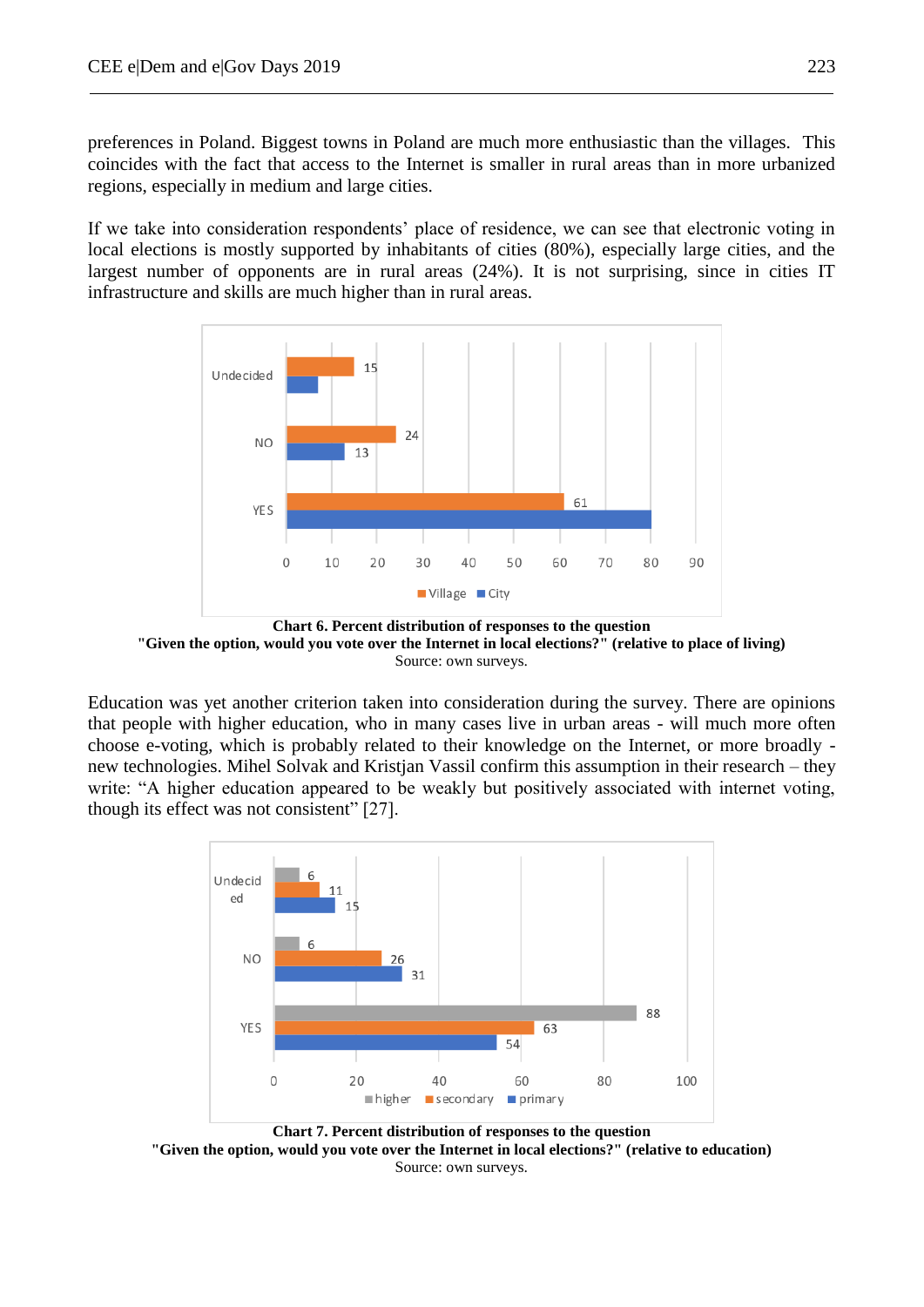preferences in Poland. Biggest towns in Poland are much more enthusiastic than the villages. This coincides with the fact that access to the Internet is smaller in rural areas than in more urbanized regions, especially in medium and large cities.

If we take into consideration respondents' place of residence, we can see that electronic voting in local elections is mostly supported by inhabitants of cities (80%), especially large cities, and the largest number of opponents are in rural areas (24%). It is not surprising, since in cities IT infrastructure and skills are much higher than in rural areas.

**Chart 6. Percent distribution of responses to the question "Given the option, would you vote over the Internet in local elections?" (relative to place of living)**

Source: own surveys.

Education was yet another criterion taken into consideration during the survey. There are opinions that people with higher education, who in many cases live in urban areas - will much more often choose e-voting, which is probably related to their knowledge on the Internet, or more broadly - new technologies. Mihel Solvak and Kristjan Vassil confirm this assumption in their research – they write: "A higher education appeared to be weakly but positively associated with internet voting, though its effect was not consistent" [27].

**Chart 7. Percent distribution of responses to the question "Given the option, would you vote over the Internet in local elections?" (relative to education)**

Source: own surveys.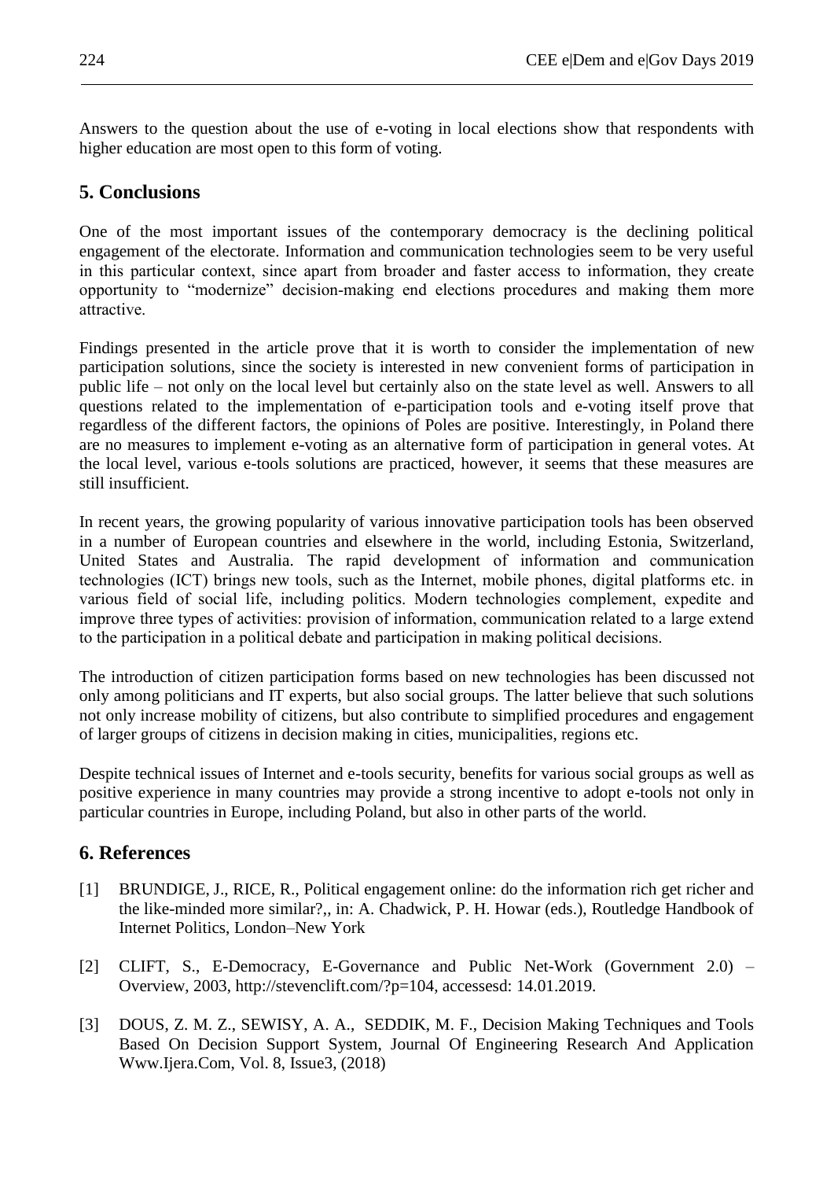Answers to the question about the use of e-voting in local elections show that respondents with higher education are most open to this form of voting.

## 5. Conclusions

One of the most important issues of the contemporary democracy is the declining political engagement of the electorate. Information and communication technologies seem to be very useful in this particular context, since apart from broader and faster access to information, they create opportunity to "modernize" decision-making end elections procedures and making them more attractive.

Findings presented in the article prove that it is worth to consider the implementation of new participation solutions, since the society is interested in new convenient forms of participation in public life – not only on the local level but certainly also on the state level as well. Answers to all questions related to the implementation of e-participation tools and e-voting itself prove that regardless of the different factors, the opinions of Poles are positive. Interestingly, in Poland there are no measures to implement e-voting as an alternative form of participation in general votes. At the local level, various e-tools solutions are practiced, however, it seems that these measures are still insufficient.

In recent years, the growing popularity of various innovative participation tools has been observed in a number of European countries and elsewhere in the world, including Estonia, Switzerland, United States and Australia. The rapid development of information and communication technologies (ICT) brings new tools, such as the Internet, mobile phones, digital platforms etc. in various field of social life, including politics. Modern technologies complement, expedite and improve three types of activities: provision of information, communication related to a large extend to the participation in a political debate and participation in making political decisions.

The introduction of citizen participation forms based on new technologies has been discussed not only among politicians and IT experts, but also social groups. The latter believe that such solutions not only increase mobility of citizens, but also contribute to simplified procedures and engagement of larger groups of citizens in decision making in cities, municipalities, regions etc.

Despite technical issues of Internet and e-tools security, benefits for various social groups as well as positive experience in many countries may provide a strong incentive to adopt e-tools not only in particular countries in Europe, including Poland, but also in other parts of the world.

## 6. References

[1] BRUNDIGE, J., RICE, R., Political engagement online: do the information rich get richer and the like-minded more similar?,, in: A. Chadwick, P. H. Howar (eds.), Routledge Handbook of Internet Politics, London–New York

[2] CLIFT, S., E-Democracy, E-Governance and Public Net-Work (Government 2.0) – Overview, 2003, http://stevenclift.com/?p=104, accessesd: 14.01.2019.

[3] DOUS, Z. M. Z., SEWISY, A. A., SEDDIK, M. F., Decision Making Techniques and Tools Based On Decision Support System, Journal Of Engineering Research And Application Www.Ijera.Com, Vol. 8, Issue3, (2018)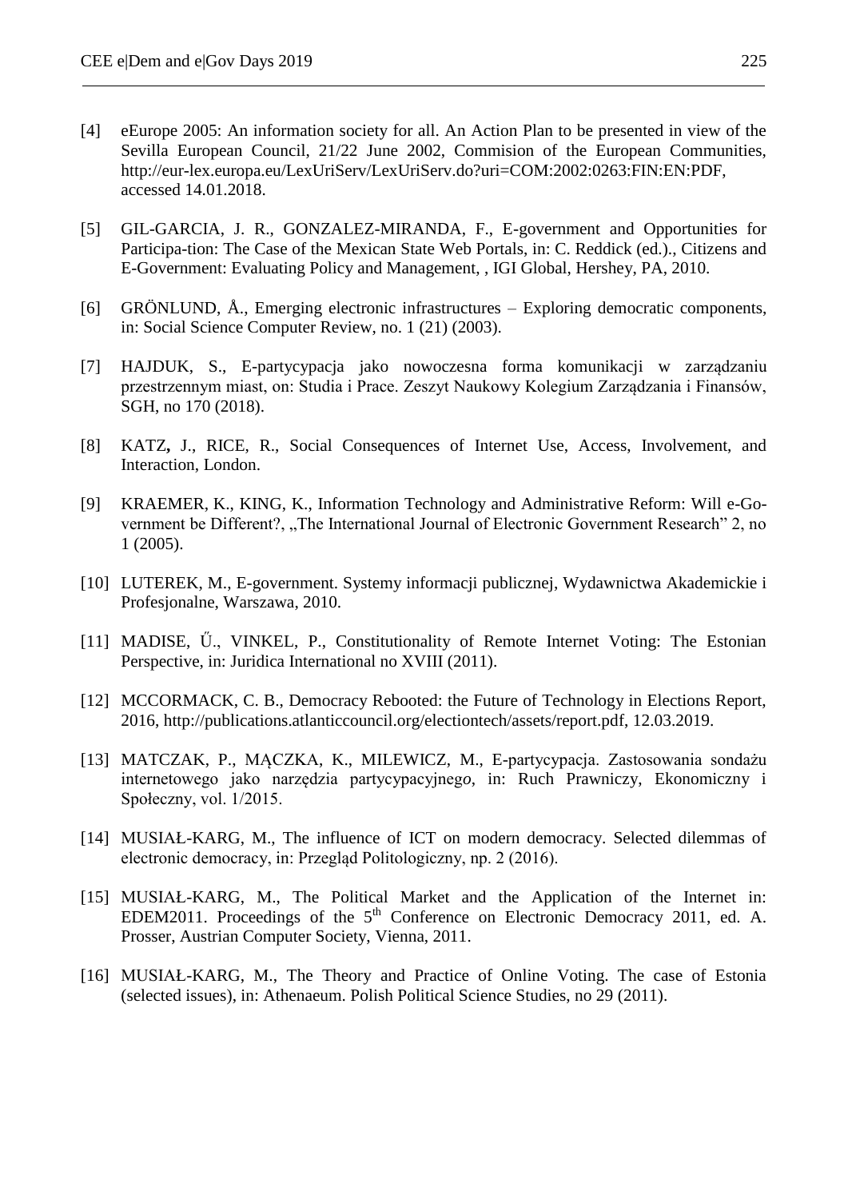[4] eEurope 2005: An information society for all. An Action Plan to be presented in view of the Sevilla European Council, 21/22 June 2002, Commision of the European Communities, http://eur-lex.europa.eu/LexUriServ/LexUriServ.do?uri=COM:2002:0263:FIN:EN:PDF, accessed 14.01.2018.

[5] GIL-GARCIA, J. R., GONZALEZ-MIRANDA, F., E-government and Opportunities for Participa-tion: The Case of the Mexican State Web Portals, in: C. Reddick (ed.)., Citizens and E-Government: Evaluating Policy and Management, , IGI Global, Hershey, PA, 2010.

[6] GRÖNLUND, Å., Emerging electronic infrastructures – Exploring democratic components, in: Social Science Computer Review, no. 1 (21) (2003).

[7] HAJDUK, S., E-partycypacja jako nowoczesna forma komunikacji w zarządzaniu przestrzennym miast, on: Studia i Prace. Zeszyt Naukowy Kolegium Zarządzania i Finansów, SGH, no 170 (2018).

[8] KATZ**,** J., RICE, R., Social Consequences of Internet Use, Access, Involvement, and Interaction, London.

[9] KRAEMER, K., KING, K., Information Technology and Administrative Reform: Will e-Government be Different?, „The International Journal of Electronic Government Research" 2, no 1 (2005).

[10] LUTEREK, M., E-government. Systemy informacji publicznej, Wydawnictwa Akademickie i Profesjonalne, Warszawa, 2010.

[11] MADISE, Ű., VINKEL, P., Constitutionality of Remote Internet Voting: The Estonian Perspective, in: Juridica International no XVIII (2011).

[12] MCCORMACK, C. B., Democracy Rebooted: the Future of Technology in Elections Report, 2016, http://publications.atlanticcouncil.org/electiontech/assets/report.pdf, 12.03.2019.

[13] MATCZAK, P., MĄCZKA, K., MILEWICZ, M., E-partycypacja. Zastosowania sondażu internetowego jako narzędzia partycypacyjnego, in: Ruch Prawniczy, Ekonomiczny i Społeczny, vol. 1/2015.

[14] MUSIAŁ-KARG, M., The influence of ICT on modern democracy. Selected dilemmas of electronic democracy, in: Przegląd Politologiczny, np. 2 (2016).

[15] MUSIAŁ-KARG, M., The Political Market and the Application of the Internet in: EDEM2011. Proceedings of the 5th Conference on Electronic Democracy 2011, ed. A. Prosser, Austrian Computer Society, Vienna, 2011.

[16] MUSIAŁ-KARG, M., The Theory and Practice of Online Voting. The case of Estonia (selected issues), in: Athenaeum. Polish Political Science Studies, no 29 (2011).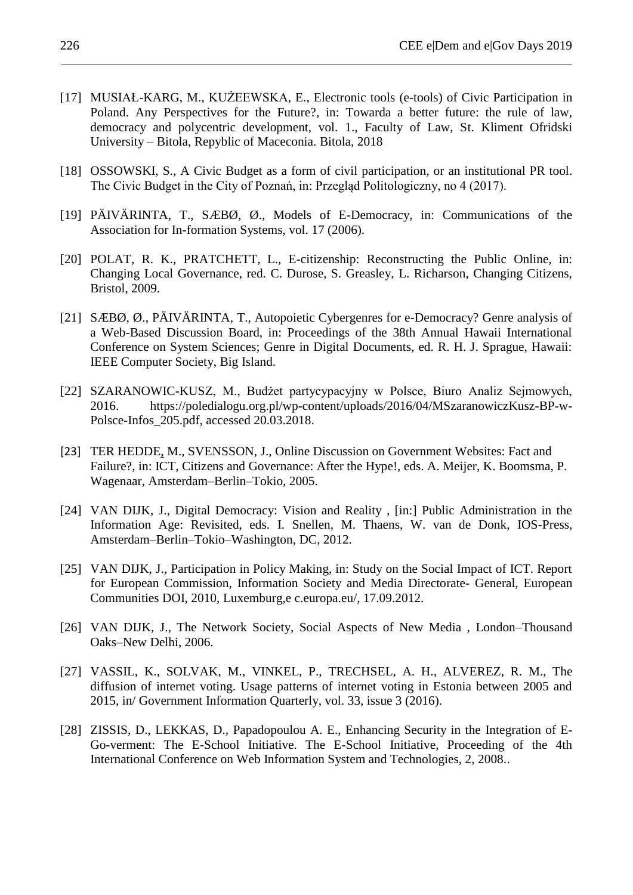[17] MUSIAŁ-KARG, M., KUŻEEWSKA, E., Electronic tools (e-tools) of Civic Participation in Poland. Any Perspectives for the Future?, in: Towarda a better future: the rule of law, democracy and polycentric development, vol. 1., Faculty of Law, St. Kliment Ofridski University – Bitola, Repyblic of Maceconia. Bitola, 2018

[18] OSSOWSKI, S., A Civic Budget as a form of civil participation, or an institutional PR tool. The Civic Budget in the City of Poznań, in: Przegląd Politologiczny, no 4 (2017).

[19] PÄIVÄRINTA, T., SÆBØ, Ø., Models of E-Democracy, in: Communications of the Association for In-formation Systems, vol. 17 (2006).

[20] POLAT, R. K., PRATCHETT, L., E-citizenship: Reconstructing the Public Online, in: Changing Local Governance, red. C. Durose, S. Greasley, L. Richarson, Changing Citizens, Bristol, 2009.

[21] SÆBØ, Ø., PÄIVÄRINTA, T., Autopoietic Cybergenres for e-Democracy? Genre analysis of a Web-Based Discussion Board, in: Proceedings of the 38th Annual Hawaii International Conference on System Sciences; Genre in Digital Documents, ed. R. H. J. Sprague, Hawaii: IEEE Computer Society, Big Island.

[22] SZARANOWIC-KUSZ, M., Budżet partycypacyjny w Polsce, Biuro Analiz Sejmowych, 2016. https://poledialogu.org.pl/wp-content/uploads/2016/04/MSzaranowiczKusz-BP-w-Polsce-Infos_205.pdf, accessed 20.03.2018.

[23] TER HEDDE, M., SVENSSON, J., Online Discussion on Government Websites: Fact and Failure?, in: ICT, Citizens and Governance: After the Hype!, eds. A. Meijer, K. Boomsma, P. Wagenaar, Amsterdam–Berlin–Tokio, 2005.

[24] VAN DIJK, J., Digital Democracy: Vision and Reality , [in:] Public Administration in the Information Age: Revisited, eds. I. Snellen, M. Thaens, W. van de Donk, IOS-Press, Amsterdam–Berlin–Tokio–Washington, DC, 2012.

[25] VAN DIJK, J., Participation in Policy Making, in: Study on the Social Impact of ICT. Report for European Commission, Information Society and Media Directorate- General, European Communities DOI, 2010, Luxemburg,e c.europa.eu/, 17.09.2012.

[26] VAN DIJK, J., The Network Society, Social Aspects of New Media , London–Thousand Oaks–New Delhi, 2006.

[27] VASSIL, K., SOLVAK, M., VINKEL, P., TRECHSEL, A. H., ALVEREZ, R. M., The diffusion of internet voting. Usage patterns of internet voting in Estonia between 2005 and 2015, in/ Government Information Quarterly, vol. 33, issue 3 (2016).

[28] ZISSIS, D., LEKKAS, D., Papadopoulou A. E., Enhancing Security in the Integration of E-Go-verment: The E-School Initiative. The E-School Initiative, Proceeding of the 4th International Conference on Web Information System and Technologies, 2, 2008..